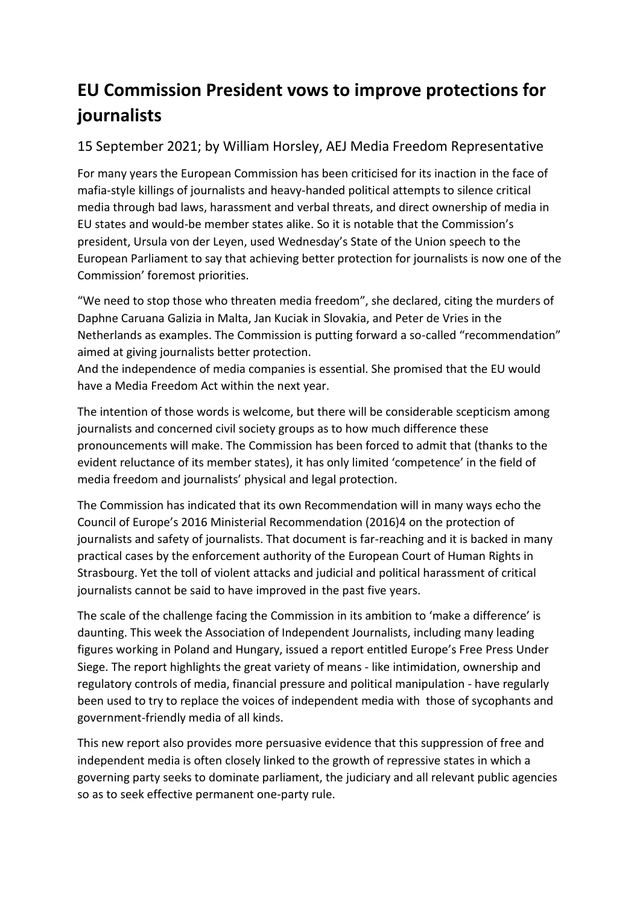# EU Commission President vows to improve protections for journalists

## 15 September 2021; by William Horsley, AEJ Media Freedom Representative

For many years the European Commission has been criticised for its inaction in the face of mafia-style killings of journalists and heavy-handed political attempts to silence critical media through bad laws, harassment and verbal threats, and direct ownership of media in EU states and would-be member states alike. So it is notable that the Commission's president, Ursula von der Leyen, used Wednesday's State of the Union speech to the European Parliament to say that achieving better protection for journalists is now one of the Commission' foremost priorities.

"We need to stop those who threaten media freedom", she declared, citing the murders of Daphne Caruana Galizia in Malta, Jan Kuciak in Slovakia, and Peter de Vries in the Netherlands as examples. The Commission is putting forward a so-called "recommendation" aimed at giving journalists better protection.
And the independence of media companies is essential. She promised that the EU would have a Media Freedom Act within the next year.

The intention of those words is welcome, but there will be considerable scepticism among journalists and concerned civil society groups as to how much difference these pronouncements will make. The Commission has been forced to admit that (thanks to the evident reluctance of its member states), it has only limited 'competence' in the field of media freedom and journalists' physical and legal protection.

The Commission has indicated that its own Recommendation will in many ways echo the Council of Europe's 2016 Ministerial Recommendation (2016)4 on the protection of journalists and safety of journalists. That document is far-reaching and it is backed in many practical cases by the enforcement authority of the European Court of Human Rights in Strasbourg. Yet the toll of violent attacks and judicial and political harassment of critical journalists cannot be said to have improved in the past five years.

The scale of the challenge facing the Commission in its ambition to 'make a difference' is daunting. This week the Association of Independent Journalists, including many leading figures working in Poland and Hungary, issued a report entitled Europe's Free Press Under Siege. The report highlights the great variety of means - like intimidation, ownership and regulatory controls of media, financial pressure and political manipulation - have regularly been used to try to replace the voices of independent media with those of sycophants and government-friendly media of all kinds.

This new report also provides more persuasive evidence that this suppression of free and independent media is often closely linked to the growth of repressive states in which a governing party seeks to dominate parliament, the judiciary and all relevant public agencies so as to seek effective permanent one-party rule.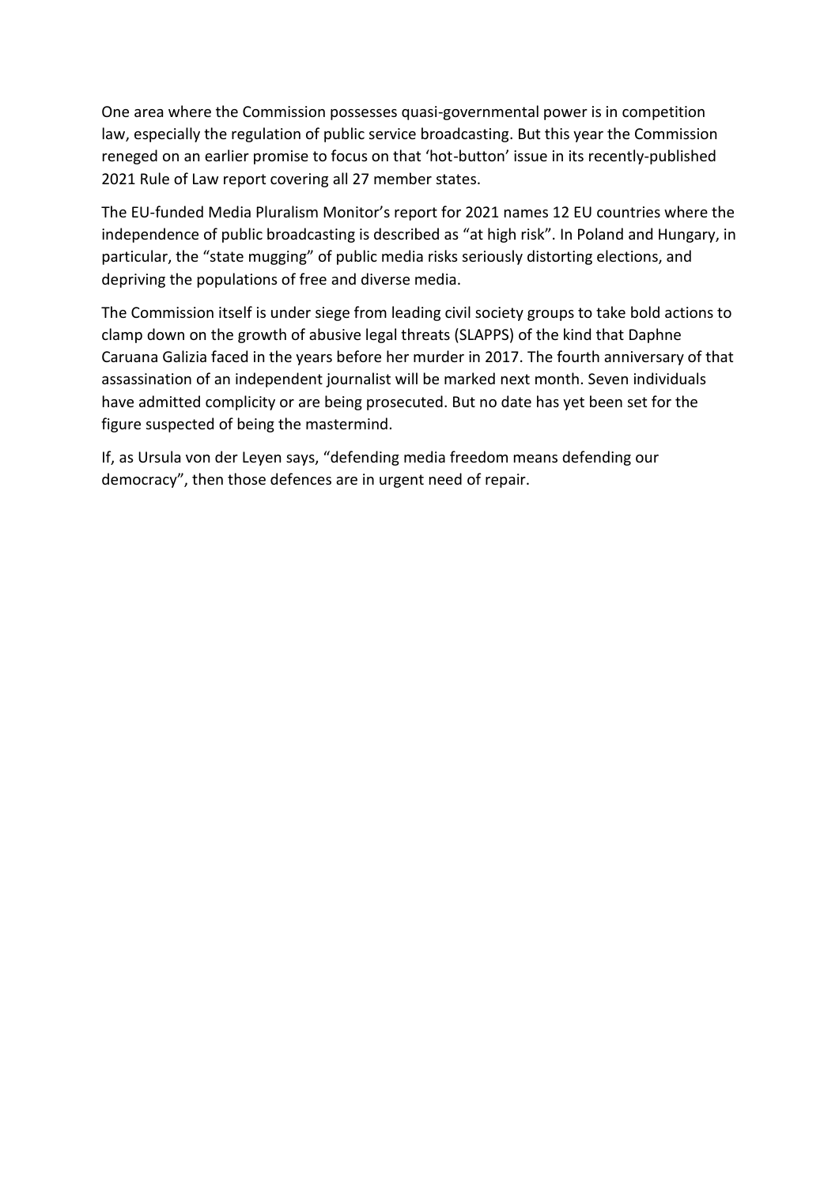One area where the Commission possesses quasi-governmental power is in competition law, especially the regulation of public service broadcasting. But this year the Commission reneged on an earlier promise to focus on that 'hot-button' issue in its recently-published 2021 Rule of Law report covering all 27 member states.

The EU-funded Media Pluralism Monitor's report for 2021 names 12 EU countries where the independence of public broadcasting is described as "at high risk". In Poland and Hungary, in particular, the "state mugging" of public media risks seriously distorting elections, and depriving the populations of free and diverse media.

The Commission itself is under siege from leading civil society groups to take bold actions to clamp down on the growth of abusive legal threats (SLAPPS) of the kind that Daphne Caruana Galizia faced in the years before her murder in 2017. The fourth anniversary of that assassination of an independent journalist will be marked next month. Seven individuals have admitted complicity or are being prosecuted. But no date has yet been set for the figure suspected of being the mastermind.

If, as Ursula von der Leyen says, "defending media freedom means defending our democracy", then those defences are in urgent need of repair.